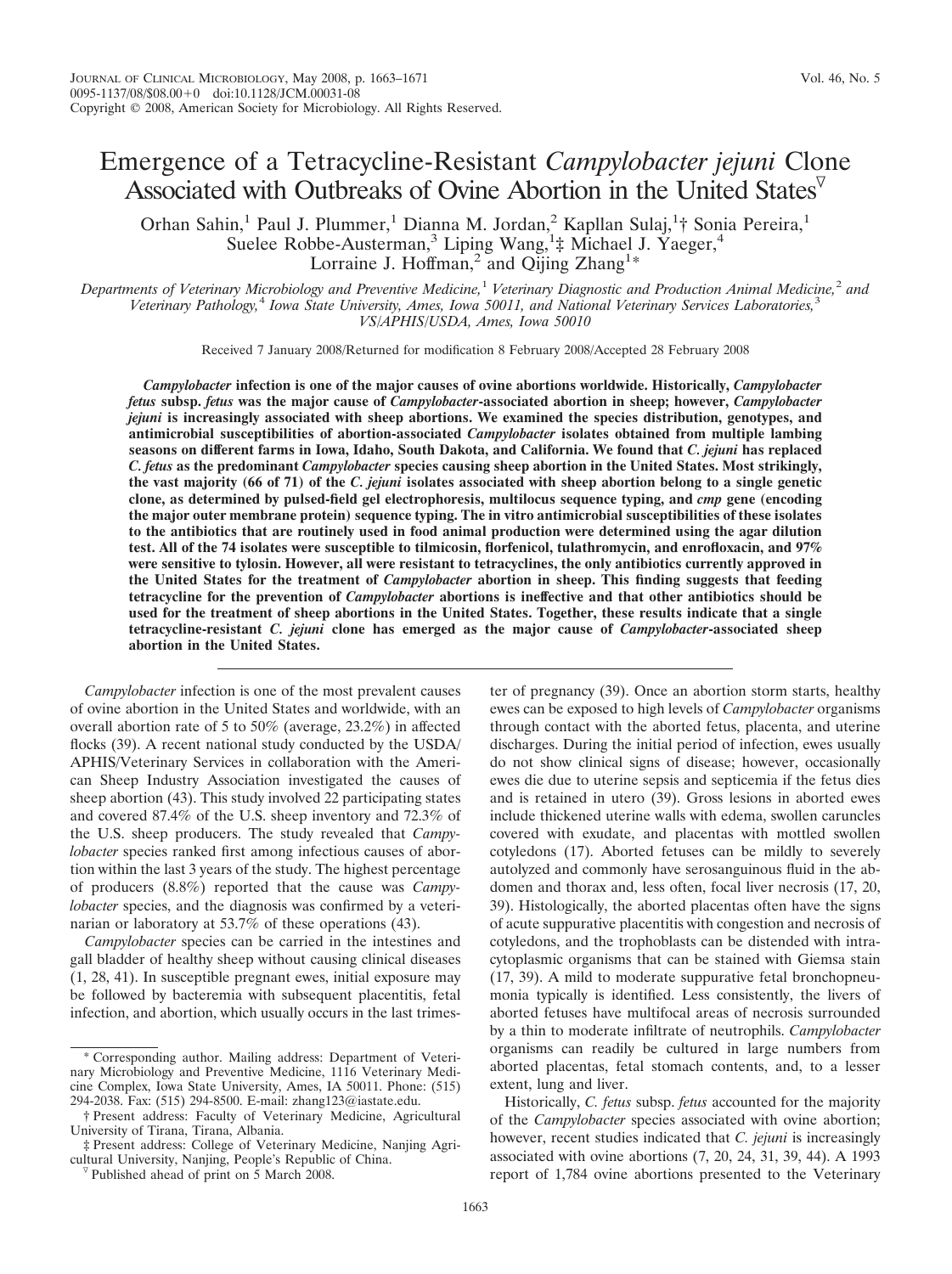# Emergence of a Tetracycline-Resistant *Campylobacter jejuni* Clone Associated with Outbreaks of Ovine Abortion in the United States

Orhan Sahin,[1] Paul J. Plummer,[1] Dianna M. Jordan,[2] Kapllan Sulaj,[1]† Sonia Pereira,[1] Suelee Robbe-Austerman,[3] Liping Wang,[1]‡ Michael J. Yaeger,[4] Lorraine J. Hoffman,[2] and Qijing Zhang[1]*

*Departments of Veterinary Microbiology and Preventive Medicine,[1] Veterinary Diagnostic and Production Animal Medicine,[2] and Veterinary Pathology,[4] Iowa State University, Ames, Iowa 50011, and National Veterinary Services Laboratories,[3] VS/APHIS/USDA, Ames, Iowa 50010*

Received 7 January 2008/Returned for modification 8 February 2008/Accepted 28 February 2008

**_Campylobacter_ infection is one of the major causes of ovine abortions worldwide. Historically, _Campylobacter fetus_ subsp. _fetus_ was the major cause of _Campylobacter_-associated abortion in sheep; however, _Campylobacter jejuni_ is increasingly associated with sheep abortions. We examined the species distribution, genotypes, and antimicrobial susceptibilities of abortion-associated _Campylobacter_ isolates obtained from multiple lambing seasons on different farms in Iowa, Idaho, South Dakota, and California. We found that _C. jejuni_ has replaced _C. fetus_ as the predominant _Campylobacter_ species causing sheep abortion in the United States. Most strikingly, the vast majority (66 of 71) of the _C. jejuni_ isolates associated with sheep abortion belong to a single genetic clone, as determined by pulsed-field gel electrophoresis, multilocus sequence typing, and _cmp_ gene (encoding the major outer membrane protein) sequence typing. The in vitro antimicrobial susceptibilities of these isolates to the antibiotics that are routinely used in food animal production were determined using the agar dilution test. All of the 74 isolates were susceptible to tilmicosin, florfenicol, tulathromycin, and enrofloxacin, and 97% were sensitive to tylosin. However, all were resistant to tetracyclines, the only antibiotics currently approved in the United States for the treatment of _Campylobacter_ abortion in sheep. This finding suggests that feeding tetracycline for the prevention of _Campylobacter_ abortions is ineffective and that other antibiotics should be used for the treatment of sheep abortions in the United States. Together, these results indicate that a single tetracycline-resistant _C. jejuni_ clone has emerged as the major cause of _Campylobacter_-associated sheep abortion in the United States.**

*Campylobacter* infection is one of the most prevalent causes of ovine abortion in the United States and worldwide, with an overall abortion rate of 5 to 50% (average, 23.2%) in affected flocks (39). A recent national study conducted by the USDA/APHIS/Veterinary Services in collaboration with the American Sheep Industry Association investigated the causes of sheep abortion (43). This study involved 22 participating states and covered 87.4% of the U.S. sheep inventory and 72.3% of the U.S. sheep producers. The study revealed that *Campylobacter* species ranked first among infectious causes of abortion within the last 3 years of the study. The highest percentage of producers (8.8%) reported that the cause was *Campylobacter* species, and the diagnosis was confirmed by a veterinarian or laboratory at 53.7% of these operations (43).

*Campylobacter* species can be carried in the intestines and gall bladder of healthy sheep without causing clinical diseases (1, 28, 41). In susceptible pregnant ewes, initial exposure may be followed by bacteremia with subsequent placentitis, fetal infection, and abortion, which usually occurs in the last trimester of pregnancy (39). Once an abortion storm starts, healthy ewes can be exposed to high levels of *Campylobacter* organisms through contact with the aborted fetus, placenta, and uterine discharges. During the initial period of infection, ewes usually do not show clinical signs of disease; however, occasionally ewes die due to uterine sepsis and septicemia if the fetus dies and is retained in utero (39). Gross lesions in aborted ewes include thickened uterine walls with edema, swollen caruncles covered with exudate, and placentas with mottled swollen cotyledons (17). Aborted fetuses can be mildly to severely autolyzed and commonly have serosanguinous fluid in the abdomen and thorax and, less often, focal liver necrosis (17, 20, 39). Histologically, the aborted placentas often have the signs of acute suppurative placentitis with congestion and necrosis of cotyledons, and the trophoblasts can be distended with intracytoplasmic organisms that can be stained with Giemsa stain (17, 39). A mild to moderate suppurative fetal bronchopneumonia typically is identified. Less consistently, the livers of aborted fetuses have multifocal areas of necrosis surrounded by a thin to moderate infiltrate of neutrophils. *Campylobacter* organisms can readily be cultured in large numbers from aborted placentas, fetal stomach contents, and, to a lesser extent, lung and liver.

Historically, *C. fetus* subsp. *fetus* accounted for the majority of the *Campylobacter* species associated with ovine abortion; however, recent studies indicated that *C. jejuni* is increasingly associated with ovine abortions (7, 20, 24, 31, 39, 44). A 1993 report of 1,784 ovine abortions presented to the Veterinary

---

\* Corresponding author. Mailing address: Department of Veterinary Microbiology and Preventive Medicine, 1116 Veterinary Medicine Complex, Iowa State University, Ames, IA 50011. Phone: (515) 294-2038. Fax: (515) 294-8500. E-mail: zhang123@iastate.edu.

† Present address: Faculty of Veterinary Medicine, Agricultural University of Tirana, Tirana, Albania.

‡ Present address: College of Veterinary Medicine, Nanjing Agricultural University, Nanjing, People's Republic of China.

▽ Published ahead of print on 5 March 2008.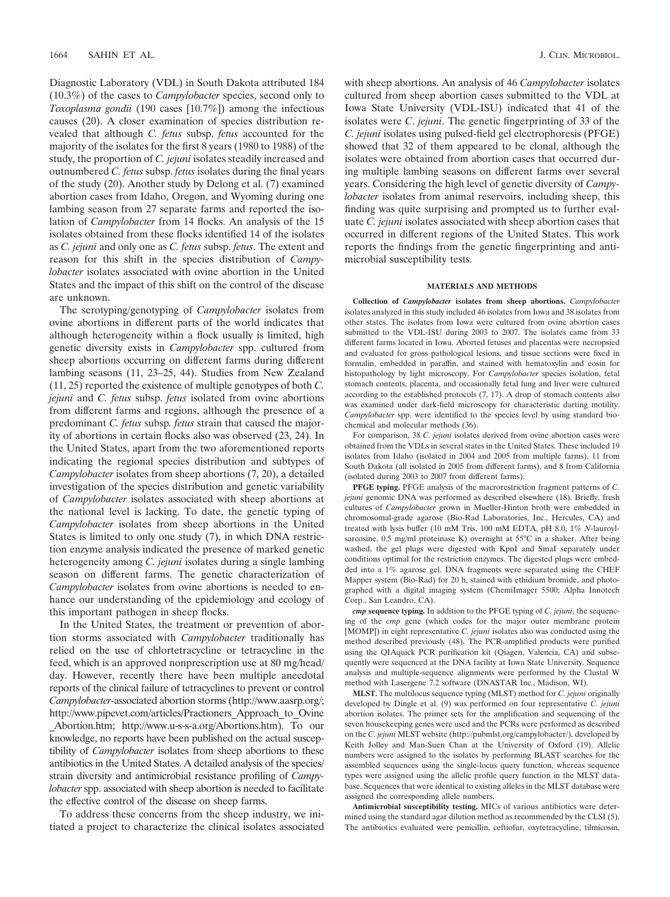Diagnostic Laboratory (VDL) in South Dakota attributed 184 (10.3%) of the cases to *Campylobacter* species, second only to *Toxoplasma gondii* (190 cases [10.7%]) among the infectious causes (20). A closer examination of species distribution revealed that although *C. fetus* subsp. *fetus* accounted for the majority of the isolates for the first 8 years (1980 to 1988) of the study, the proportion of *C. jejuni* isolates steadily increased and outnumbered *C. fetus* subsp. *fetus* isolates during the final years of the study (20). Another study by Delong et al. (7) examined abortion cases from Idaho, Oregon, and Wyoming during one lambing season from 27 separate farms and reported the isolation of *Campylobacter* from 14 flocks. An analysis of the 15 isolates obtained from these flocks identified 14 of the isolates as *C. jejuni* and only one as *C. fetus* subsp. *fetus*. The extent and reason for this shift in the species distribution of *Campylobacter* isolates associated with ovine abortion in the United States and the impact of this shift on the control of the disease are unknown.

The serotyping/genotyping of *Campylobacter* isolates from ovine abortions in different parts of the world indicates that although heterogeneity within a flock usually is limited, high genetic diversity exists in *Campylobacter* spp. cultured from sheep abortions occurring on different farms during different lambing seasons (11, 23–25, 44). Studies from New Zealand (11, 25) reported the existence of multiple genotypes of both *C. jejuni* and *C. fetus* subsp. *fetus* isolated from ovine abortions from different farms and regions, although the presence of a predominant *C. fetus* subsp. *fetus* strain that caused the majority of abortions in certain flocks also was observed (23, 24). In the United States, apart from the two aforementioned reports indicating the regional species distribution and subtypes of *Campylobacter* isolates from sheep abortions (7, 20), a detailed investigation of the species distribution and genetic variability of *Campylobacter* isolates associated with sheep abortions at the national level is lacking. To date, the genetic typing of *Campylobacter* isolates from sheep abortions in the United States is limited to only one study (7), in which DNA restriction enzyme analysis indicated the presence of marked genetic heterogeneity among *C. jejuni* isolates during a single lambing season on different farms. The genetic characterization of *Campylobacter* isolates from ovine abortions is needed to enhance our understanding of the epidemiology and ecology of this important pathogen in sheep flocks.

In the United States, the treatment or prevention of abortion storms associated with *Campylobacter* traditionally has relied on the use of chlortetracycline or tetracycline in the feed, which is an approved nonprescription use at 80 mg/head/day. However, recently there have been multiple anecdotal reports of the clinical failure of tetracyclines to prevent or control *Campylobacter*-associated abortion storms (http://www.aasrp.org/; http://www.pipevet.com/articles/Practioners_Approach_to_Ovine_Abortion.htm; http://www.u-s-s-a.org/Abortions.htm). To our knowledge, no reports have been published on the actual susceptibility of *Campylobacter* isolates from sheep abortions to these antibiotics in the United States. A detailed analysis of the species/strain diversity and antimicrobial resistance profiling of *Campylobacter* spp. associated with sheep abortion is needed to facilitate the effective control of the disease on sheep farms.

To address these concerns from the sheep industry, we initiated a project to characterize the clinical isolates associated with sheep abortions. An analysis of 46 *Campylobacter* isolates cultured from sheep abortion cases submitted to the VDL at Iowa State University (VDL-ISU) indicated that 41 of the isolates were *C. jejuni*. The genetic fingerprinting of 33 of the *C. jejuni* isolates using pulsed-field gel electrophoresis (PFGE) showed that 32 of them appeared to be clonal, although the isolates were obtained from abortion cases that occurred during multiple lambing seasons on different farms over several years. Considering the high level of genetic diversity of *Campylobacter* isolates from animal reservoirs, including sheep, this finding was quite surprising and prompted us to further evaluate *C. jejuni* isolates associated with sheep abortion cases that occurred in different regions of the United States. This work reports the findings from the genetic fingerprinting and antimicrobial susceptibility tests.

## MATERIALS AND METHODS

**Collection of *Campylobacter* isolates from sheep abortions.** *Campylobacter* isolates analyzed in this study included 46 isolates from Iowa and 38 isolates from other states. The isolates from Iowa were cultured from ovine abortion cases submitted to the VDL-ISU during 2003 to 2007. The isolates came from 33 different farms located in Iowa. Aborted fetuses and placentas were necropsied and evaluated for gross pathological lesions, and tissue sections were fixed in formalin, embedded in paraffin, and stained with hematoxylin and eosin for histopathology by light microscopy. For *Campylobacter* species isolation, fetal stomach contents, placenta, and occasionally fetal lung and liver were cultured according to the established protocols (7, 17). A drop of stomach contents also was examined under dark-field microscopy for characteristic darting motility. *Campylobacter* spp. were identified to the species level by using standard biochemical and molecular methods (36).

For comparison, 38 *C. jejuni* isolates derived from ovine abortion cases were obtained from the VDLs in several states in the United States. These included 19 isolates from Idaho (isolated in 2004 and 2005 from multiple farms), 11 from South Dakota (all isolated in 2005 from different farms), and 8 from California (isolated during 2003 to 2007 from different farms).

**PFGE typing.** PFGE analysis of the macrorestriction fragment patterns of *C. jejuni* genomic DNA was performed as described elsewhere (18). Briefly, fresh cultures of *Campylobacter* grown in Mueller-Hinton broth were embedded in chromosomal-grade agarose (Bio-Rad Laboratories, Inc., Hercules, CA) and treated with lysis buffer (10 mM Tris, 100 mM EDTA, pH 8.0, 1% *N*-lauroylsarcosine, 0.5 mg/ml proteinase K) overnight at 55°C in a shaker. After being washed, the gel plugs were digested with KpnI and SmaI separately under conditions optimal for the restriction enzymes. The digested plugs were embedded into a 1% agarose gel. DNA fragments were separated using the CHEF Mapper system (Bio-Rad) for 20 h, stained with ethidium bromide, and photographed with a digital imaging system (ChemiImager 5500; Alpha Innotech Corp., San Leandro, CA).

***cmp* sequence typing.** In addition to the PFGE typing of *C. jejuni*, the sequencing of the *cmp* gene (which codes for the major outer membrane protein [MOMP]) in eight representative *C. jejuni* isolates also was conducted using the method described previously (48). The PCR-amplified products were purified using the QIAquick PCR purification kit (Qiagen, Valencia, CA) and subsequently were sequenced at the DNA facility at Iowa State University. Sequence analysis and multiple-sequence alignments were performed by the Clustal W method with Lasergene 7.2 software (DNASTAR Inc., Madison, WI).

**MLST.** The multilocus sequence typing (MLST) method for *C. jejuni* originally developed by Dingle et al. (9) was performed on four representative *C. jejuni* abortion isolates. The primer sets for the amplification and sequencing of the seven housekeeping genes were used and the PCRs were performed as described on the *C. jejuni* MLST website (http://pubmlst.org/campylobacter/), developed by Keith Jolley and Man-Suen Chan at the University of Oxford (19). Allelic numbers were assigned to the isolates by performing BLAST searches for the assembled sequences using the single-locus query function, whereas sequence types were assigned using the allelic profile query function in the MLST database. Sequences that were identical to existing alleles in the MLST database were assigned the corresponding allele numbers.

**Antimicrobial susceptibility testing.** MICs of various antibiotics were determined using the standard agar dilution method as recommended by the CLSI (5). The antibiotics evaluated were penicillin, ceftiofur, oxytetracycline, tilmicosin,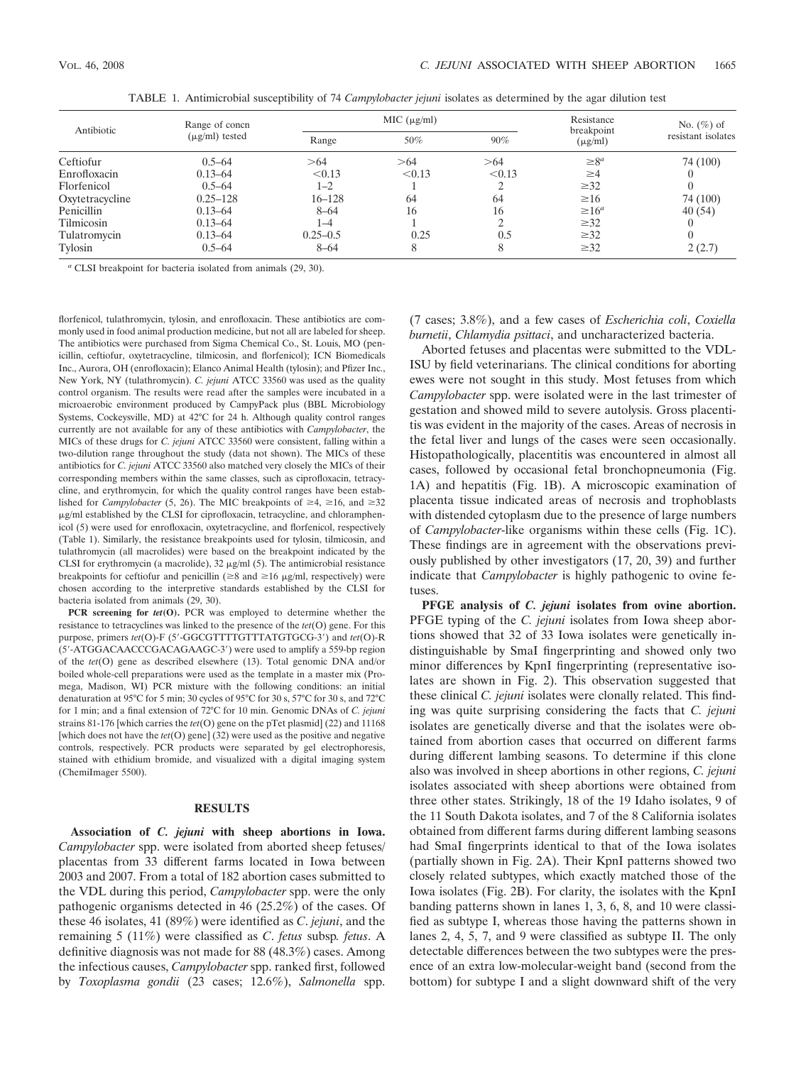TABLE 1. Antimicrobial susceptibility of 74 *Campylobacter jejuni* isolates as determined by the agar dilution test

| Antibiotic | Range of concn (μg/ml) tested | MIC (μg/ml) | | | Resistance breakpoint (μg/ml) | No. (%) of resistant isolates |
|---|---|---|---|---|---|---|
| | | Range | 50% | 90% | | |
| Ceftiofur | 0.5–64 | >64 | >64 | >64 | ≥8[a] | 74 (100) |
| Enrofloxacin | 0.13–64 | <0.13 | <0.13 | <0.13 | ≥4 | 0 |
| Florfenicol | 0.5–64 | 1–2 | 1 | 2 | ≥32 | 0 |
| Oxytetracycline | 0.25–128 | 16–128 | 64 | 64 | ≥16 | 74 (100) |
| Penicillin | 0.13–64 | 8–64 | 16 | 16 | ≥16[a] | 40 (54) |
| Tilmicosin | 0.13–64 | 1–4 | 1 | 2 | ≥32 | 0 |
| Tulatromycin | 0.13–64 | 0.25–0.5 | 0.25 | 0.5 | ≥32 | 0 |
| Tylosin | 0.5–64 | 8–64 | 8 | 8 | ≥32 | 2 (2.7) |

[a] CLSI breakpoint for bacteria isolated from animals (29, 30).

florfenicol, tulathromycin, tylosin, and enrofloxacin. These antibiotics are commonly used in food animal production medicine, but not all are labeled for sheep. The antibiotics were purchased from Sigma Chemical Co., St. Louis, MO (penicillin, ceftiofur, oxytetracycline, tilmicosin, and florfenicol); ICN Biomedicals Inc., Aurora, OH (enrofloxacin); Elanco Animal Health (tylosin); and Pfizer Inc., New York, NY (tulathromycin). *C. jejuni* ATCC 33560 was used as the quality control organism. The results were read after the samples were incubated in a microaerobic environment produced by CampyPack plus (BBL Microbiology Systems, Cockeysville, MD) at 42°C for 24 h. Although quality control ranges currently are not available for any of these antibiotics with *Campylobacter*, the MICs of these drugs for *C. jejuni* ATCC 33560 were consistent, falling within a two-dilution range throughout the study (data not shown). The MICs of these antibiotics for *C. jejuni* ATCC 33560 also matched very closely the MICs of their corresponding members within the same classes, such as ciprofloxacin, tetracycline, and erythromycin, for which the quality control ranges have been established for *Campylobacter* (5, 26). The MIC breakpoints of ≥4, ≥16, and ≥32 μg/ml established by the CLSI for ciprofloxacin, tetracycline, and chloramphenicol (5) were used for enrofloxacin, oxytetracycline, and florfenicol, respectively (Table 1). Similarly, the resistance breakpoints used for tylosin, tilmicosin, and tulathromycin (all macrolides) were based on the breakpoint indicated by the CLSI for erythromycin (a macrolide), 32 μg/ml (5). The antimicrobial resistance breakpoints for ceftiofur and penicillin (≥8 and ≥16 μg/ml, respectively) were chosen according to the interpretive standards established by the CLSI for bacteria isolated from animals (29, 30).

**PCR screening for *tet*(O).** PCR was employed to determine whether the resistance to tetracyclines was linked to the presence of the *tet*(O) gene. For this purpose, primers *tet*(O)-F (5′-GGCGTTTTGTTTATGTGCG-3′) and *tet*(O)-R (5′-ATGGACAACCCGACAGAAGC-3′) were used to amplify a 559-bp region of the *tet*(O) gene as described elsewhere (13). Total genomic DNA and/or boiled whole-cell preparations were used as the template in a master mix (Promega, Madison, WI) PCR mixture with the following conditions: an initial denaturation at 95°C for 5 min; 30 cycles of 95°C for 30 s, 57°C for 30 s, and 72°C for 1 min; and a final extension of 72°C for 10 min. Genomic DNAs of *C. jejuni* strains 81-176 [which carries the *tet*(O) gene on the pTet plasmid] (22) and 11168 [which does not have the *tet*(O) gene] (32) were used as the positive and negative controls, respectively. PCR products were separated by gel electrophoresis, stained with ethidium bromide, and visualized with a digital imaging system (ChemiImager 5500).

## RESULTS

**Association of *C. jejuni* with sheep abortions in Iowa.** *Campylobacter* spp. were isolated from aborted sheep fetuses/placentas from 33 different farms located in Iowa between 2003 and 2007. From a total of 182 abortion cases submitted to the VDL during this period, *Campylobacter* spp. were the only pathogenic organisms detected in 46 (25.2%) of the cases. Of these 46 isolates, 41 (89%) were identified as *C. jejuni*, and the remaining 5 (11%) were classified as *C. fetus* subsp. *fetus*. A definitive diagnosis was not made for 88 (48.3%) cases. Among the infectious causes, *Campylobacter* spp. ranked first, followed by *Toxoplasma gondii* (23 cases; 12.6%), *Salmonella* spp. (7 cases; 3.8%), and a few cases of *Escherichia coli*, *Coxiella burnetii*, *Chlamydia psittaci*, and uncharacterized bacteria.

Aborted fetuses and placentas were submitted to the VDL-ISU by field veterinarians. The clinical conditions for aborting ewes were not sought in this study. Most fetuses from which *Campylobacter* spp. were isolated were in the last trimester of gestation and showed mild to severe autolysis. Gross placentitis was evident in the majority of the cases. Areas of necrosis in the fetal liver and lungs of the cases were seen occasionally. Histopathologically, placentitis was encountered in almost all cases, followed by occasional fetal bronchopneumonia (Fig. 1A) and hepatitis (Fig. 1B). A microscopic examination of placenta tissue indicated areas of necrosis and trophoblasts with distended cytoplasm due to the presence of large numbers of *Campylobacter*-like organisms within these cells (Fig. 1C). These findings are in agreement with the observations previously published by other investigators (17, 20, 39) and further indicate that *Campylobacter* is highly pathogenic to ovine fetuses.

**PFGE analysis of *C. jejuni* isolates from ovine abortion.** PFGE typing of the *C. jejuni* isolates from Iowa sheep abortions showed that 32 of 33 Iowa isolates were genetically indistinguishable by SmaI fingerprinting and showed only two minor differences by KpnI fingerprinting (representative isolates are shown in Fig. 2). This observation suggested that these clinical *C. jejuni* isolates were clonally related. This finding was quite surprising considering the facts that *C. jejuni* isolates are genetically diverse and that the isolates were obtained from abortion cases that occurred on different farms during different lambing seasons. To determine if this clone also was involved in sheep abortions in other regions, *C. jejuni* isolates associated with sheep abortions were obtained from three other states. Strikingly, 18 of the 19 Idaho isolates, 9 of the 11 South Dakota isolates, and 7 of the 8 California isolates obtained from different farms during different lambing seasons had SmaI fingerprints identical to that of the Iowa isolates (partially shown in Fig. 2A). Their KpnI patterns showed two closely related subtypes, which exactly matched those of the Iowa isolates (Fig. 2B). For clarity, the isolates with the KpnI banding patterns shown in lanes 1, 3, 6, 8, and 10 were classified as subtype I, whereas those having the patterns shown in lanes 2, 4, 5, 7, and 9 were classified as subtype II. The only detectable differences between the two subtypes were the presence of an extra low-molecular-weight band (second from the bottom) for subtype I and a slight downward shift of the very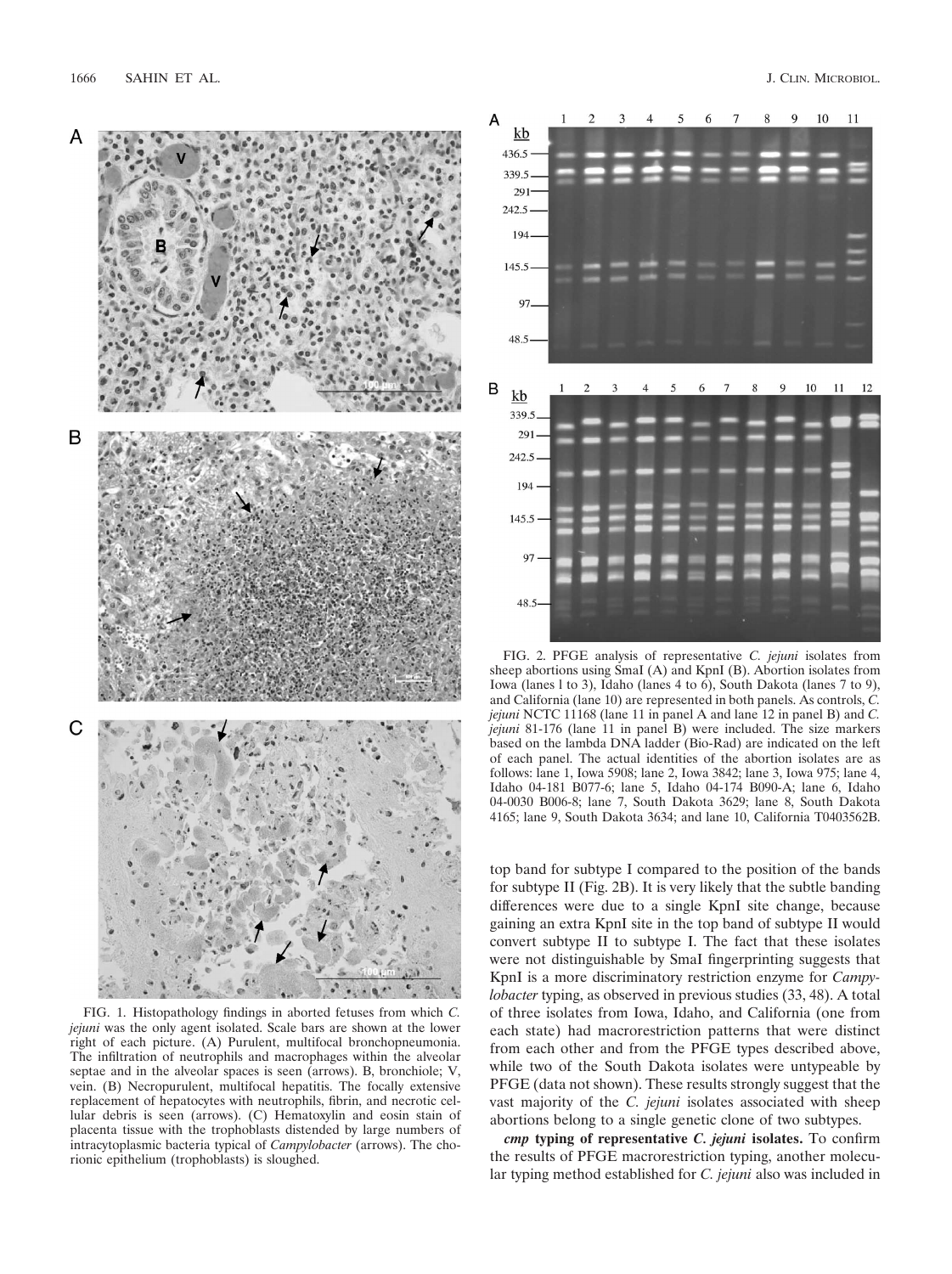FIG. 1. Histopathology findings in aborted fetuses from which *C. jejuni* was the only agent isolated. Scale bars are shown at the lower right of each picture. (A) Purulent, multifocal bronchopneumonia. The infiltration of neutrophils and macrophages within the alveolar septae and in the alveolar spaces is seen (arrows). B, bronchiole; V, vein. (B) Necropurulent, multifocal hepatitis. The focally extensive replacement of hepatocytes with neutrophils, fibrin, and necrotic cellular debris is seen (arrows). (C) Hematoxylin and eosin stain of placenta tissue with the trophoblasts distended by large numbers of intracytoplasmic bacteria typical of *Campylobacter* (arrows). The chorionic epithelium (trophoblasts) is sloughed.

FIG. 2. PFGE analysis of representative *C. jejuni* isolates from sheep abortions using SmaI (A) and KpnI (B). Abortion isolates from Iowa (lanes l to 3), Idaho (lanes 4 to 6), South Dakota (lanes 7 to 9), and California (lane 10) are represented in both panels. As controls, *C. jejuni* NCTC 11168 (lane 11 in panel A and lane 12 in panel B) and *C. jejuni* 81-176 (lane 11 in panel B) were included. The size markers based on the lambda DNA ladder (Bio-Rad) are indicated on the left of each panel. The actual identities of the abortion isolates are as follows: lane 1, Iowa 5908; lane 2, Iowa 3842; lane 3, Iowa 975; lane 4, Idaho 04-181 B077-6; lane 5, Idaho 04-174 B090-A; lane 6, Idaho 04-0030 B006-8; lane 7, South Dakota 3629; lane 8, South Dakota 4165; lane 9, South Dakota 3634; and lane 10, California T0403562B.

top band for subtype I compared to the position of the bands for subtype II (Fig. 2B). It is very likely that the subtle banding differences were due to a single KpnI site change, because gaining an extra KpnI site in the top band of subtype II would convert subtype II to subtype I. The fact that these isolates were not distinguishable by SmaI fingerprinting suggests that KpnI is a more discriminatory restriction enzyme for *Campylobacter* typing, as observed in previous studies (33, 48). A total of three isolates from Iowa, Idaho, and California (one from each state) had macrorestriction patterns that were distinct from each other and from the PFGE types described above, while two of the South Dakota isolates were untypeable by PFGE (data not shown). These results strongly suggest that the vast majority of the *C. jejuni* isolates associated with sheep abortions belong to a single genetic clone of two subtypes.

***cmp* typing of representative *C. jejuni* isolates.** To confirm the results of PFGE macrorestriction typing, another molecular typing method established for *C. jejuni* also was included in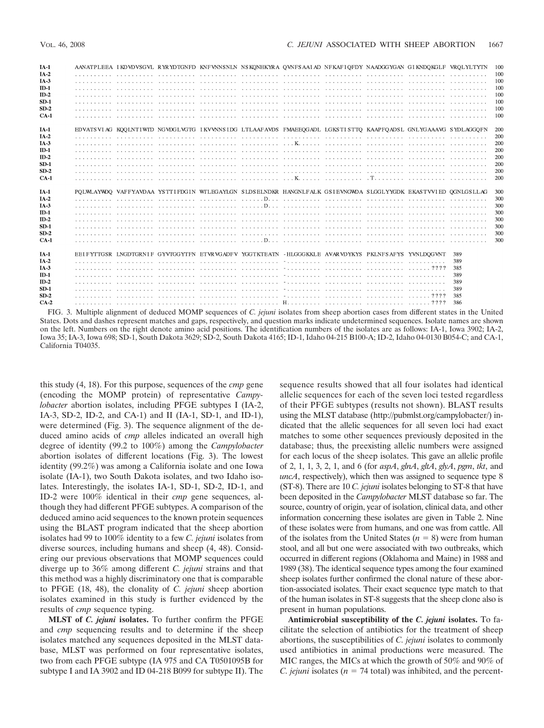```
IA-1  AANATPLEEA IKDVDVSGVL RYRYDTGNFD KNFVNNSNLN NSKQNHKYRA QVNFSAAIAD NFKAFIQFDY NAADGGYGAN GIKNDQKGLF VRQLYLTYTN 100
IA-2  .......... .......... .......... .......... .......... .......... .......... .......... .......... .......... 100
IA-3  .......... .......... .......... .......... .......... .......... .......... .......... .......... .......... 100
ID-1  .......... .......... .......... .......... .......... .......... .......... .......... .......... .......... 100
ID-2  .......... .......... .......... .......... .......... .......... .......... .......... .......... .......... 100
SD-1  .......... .......... .......... .......... .......... .......... .......... .......... .......... .......... 100
SD-2  .......... .......... .......... .......... .......... .......... .......... .......... .......... .......... 100
CA-1  .......... .......... .......... .......... .......... .......... .......... .......... .......... .......... 100

IA-1  EDVATSVIAG KQQLNTIWID NGVDGLVGTG IKVVNNSIDG LTLAAFAVDS FMAEEQGADL LGKSTISTTQ KAAPFQADSL GNLYGAAAVG SYDLAGGQFN 200
IA-2  .......... .......... .......... .......... .......... .......... .......... .......... .......... .......... 200
IA-3  .......... .......... .......... .......... .......... ...K...... .......... .......... .......... .......... 200
ID-1  .......... .......... .......... .......... .......... .......... .......... .......... .......... .......... 200
ID-2  .......... .......... .......... .......... .......... .......... .......... .......... .......... .......... 200
SD-1  .......... .......... .......... .......... .......... .......... .......... .......... .......... .......... 200
SD-2  .......... .......... .......... .......... .......... .......... .......... .......... .......... .......... 200
CA-1  .......... .......... .......... .......... .......... ...K...... .......... .T........ .......... .......... 200

IA-1  PQLWLAYWDQ VAFFYAVDAA YSTTIFDGIN WTLEGAYLGN SLDSELNDKR HANGNLFALK GSIEVNGWDA SLGGLYYGDK EKASTVVIED QGNLGSLLAG 300
IA-2  .......... .......... .......... .......... ......D... .......... .......... .......... .......... .......... 300
IA-3  .......... .......... .......... .......... ......D... .......... .......... .......... .......... .......... 300
ID-1  .......... .......... .......... .......... .......... .......... .......... .......... .......... .......... 300
ID-2  .......... .......... .......... .......... .......... .......... .......... .......... .......... .......... 300
SD-1  .......... .......... .......... .......... .......... .......... .......... .......... .......... .......... 300
SD-2  .......... .......... .......... .......... .......... .......... .......... .......... .......... .......... 300
CA-1  .......... .......... .......... .......... ......D... .......... .......... .......... .......... .......... 300

IA-1  EEIFYTTGSR LNGDTGRNIF GYVTGGYTFN ETVRVGADFV YGGTKTEATN -HLGGGKKLE AVARVDYKYS PKLNFSAFYS YVNLDQGVNT 389
IA-2  .......... .......... .......... .......... .......... -......... .......... .......... .......... 389
IA-3  .......... .......... .......... .......... .......... -......... .......... .......... ......???? 385
ID-1  .......... .......... .......... .......... .......... -......... .......... .......... .......... 389
ID-2  .......... .......... .......... .......... .......... -......... .......... .......... .......... 389
SD-1  .......... .......... .......... .......... .......... -......... .......... .......... .......... 389
SD-2  .......... .......... .......... .......... .......... -......... .......... .......... ......???? 385
CA-2  .......... .......... .......... .......... .......... H......... .......... .......... ......???? 386
```

FIG. 3. Multiple alignment of deduced MOMP sequences of *C. jejuni* isolates from sheep abortion cases from different states in the United States. Dots and dashes represent matches and gaps, respectively, and question marks indicate undetermined sequences. Isolate names are shown on the left. Numbers on the right denote amino acid positions. The identification numbers of the isolates are as follows: IA-1, Iowa 3902; IA-2, Iowa 35; IA-3, Iowa 698; SD-1, South Dakota 3629; SD-2, South Dakota 4165; ID-1, Idaho 04-215 B100-A; ID-2, Idaho 04-0130 B054-C; and CA-1, California T04035.

this study (4, 18). For this purpose, sequences of the *cmp* gene (encoding the MOMP protein) of representative *Campylobacter* abortion isolates, including PFGE subtypes I (IA-2, IA-3, SD-2, ID-2, and CA-1) and II (IA-1, SD-1, and ID-1), were determined (Fig. 3). The sequence alignment of the deduced amino acids of *cmp* alleles indicated an overall high degree of identity (99.2 to 100%) among the *Campylobacter* abortion isolates of different locations (Fig. 3). The lowest identity (99.2%) was among a California isolate and one Iowa isolate (IA-1), two South Dakota isolates, and two Idaho isolates. Interestingly, the isolates IA-1, SD-1, SD-2, ID-1, and ID-2 were 100% identical in their *cmp* gene sequences, although they had different PFGE subtypes. A comparison of the deduced amino acid sequences to the known protein sequences using the BLAST program indicated that the sheep abortion isolates had 99 to 100% identity to a few *C. jejuni* isolates from diverse sources, including humans and sheep (4, 48). Considering our previous observations that MOMP sequences could diverge up to 36% among different *C. jejuni* strains and that this method was a highly discriminatory one that is comparable to PFGE (18, 48), the clonality of *C. jejuni* sheep abortion isolates examined in this study is further evidenced by the results of *cmp* sequence typing.

**MLST of *C. jejuni* isolates.** To further confirm the PFGE and *cmp* sequencing results and to determine if the sheep isolates matched any sequences deposited in the MLST database, MLST was performed on four representative isolates, two from each PFGE subtype (IA 975 and CA T0501095B for subtype I and IA 3902 and ID 04-218 B099 for subtype II). The sequence results showed that all four isolates had identical allelic sequences for each of the seven loci tested regardless of their PFGE subtypes (results not shown). BLAST results using the MLST database (http://pubmlst.org/campylobacter/) indicated that the allelic sequences for all seven loci had exact matches to some other sequences previously deposited in the database; thus, the preexisting allelic numbers were assigned for each locus of the sheep isolates. This gave an allelic profile of 2, 1, 1, 3, 2, 1, and 6 (for *aspA*, *glnA*, *gltA*, *glyA*, *pgm*, *tkt*, and *uncA*, respectively), which then was assigned to sequence type 8 (ST-8). There are 10 *C. jejuni* isolates belonging to ST-8 that have been deposited in the *Campylobacter* MLST database so far. The source, country of origin, year of isolation, clinical data, and other information concerning these isolates are given in Table 2. Nine of these isolates were from humans, and one was from cattle. All of the isolates from the United States ($n = 8$) were from human stool, and all but one were associated with two outbreaks, which occurred in different regions (Oklahoma and Maine) in 1988 and 1989 (38). The identical sequence types among the four examined sheep isolates further confirmed the clonal nature of these abortion-associated isolates. Their exact sequence type match to that of the human isolates in ST-8 suggests that the sheep clone also is present in human populations.

**Antimicrobial susceptibility of the *C. jejuni* isolates.** To facilitate the selection of antibiotics for the treatment of sheep abortions, the susceptibilities of *C. jejuni* isolates to commonly used antibiotics in animal productions were measured. The MIC ranges, the MICs at which the growth of 50% and 90% of *C. jejuni* isolates ($n = 74$ total) was inhibited, and the percent-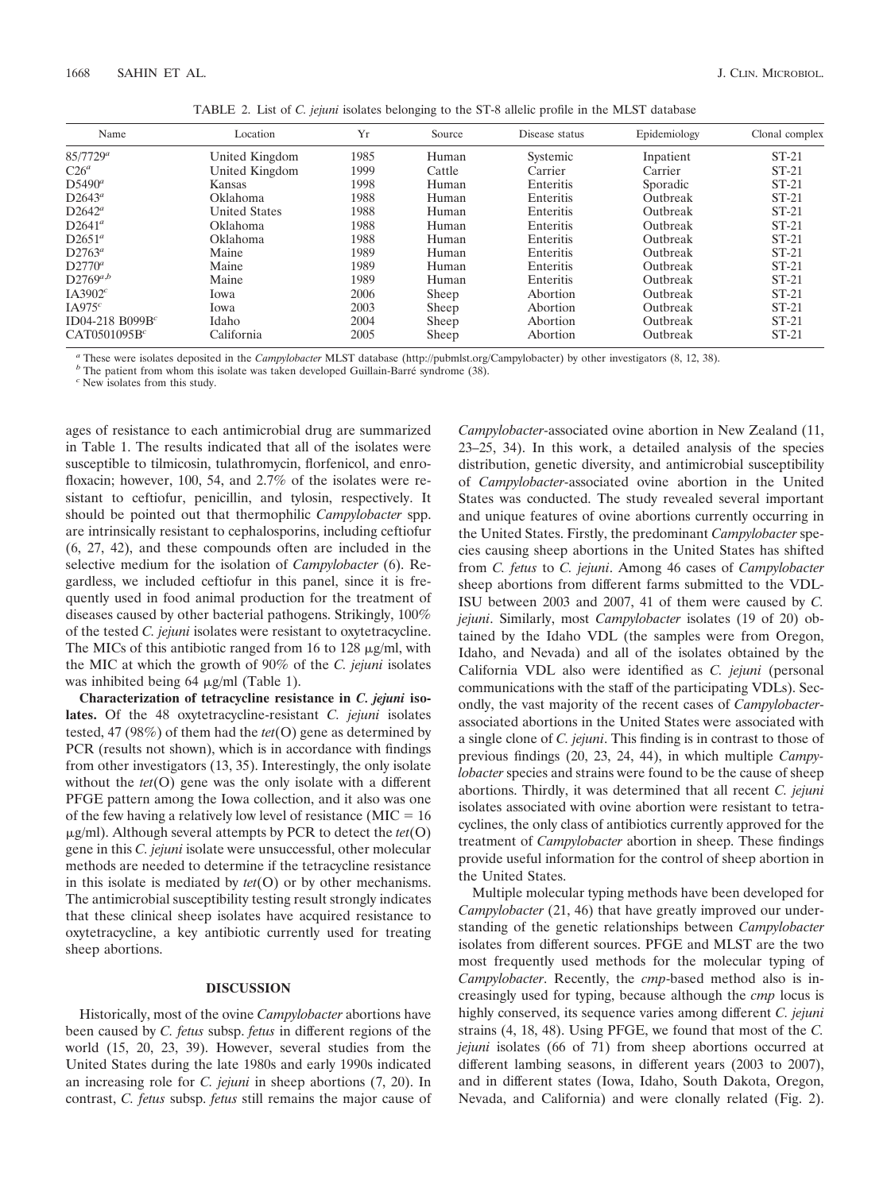TABLE 2. List of *C. jejuni* isolates belonging to the ST-8 allelic profile in the MLST database

| Name | Location | Yr | Source | Disease status | Epidemiology | Clonal complex |
|---|---|---|---|---|---|---|
| 85/7729[a] | United Kingdom | 1985 | Human | Systemic | Inpatient | ST-21 |
| C26[a] | United Kingdom | 1999 | Cattle | Carrier | Carrier | ST-21 |
| D5490[a] | Kansas | 1998 | Human | Enteritis | Sporadic | ST-21 |
| D2643[a] | Oklahoma | 1988 | Human | Enteritis | Outbreak | ST-21 |
| D2642[a] | United States | 1988 | Human | Enteritis | Outbreak | ST-21 |
| D2641[a] | Oklahoma | 1988 | Human | Enteritis | Outbreak | ST-21 |
| D2651[a] | Oklahoma | 1988 | Human | Enteritis | Outbreak | ST-21 |
| D2763[a] | Maine | 1989 | Human | Enteritis | Outbreak | ST-21 |
| D2770[a] | Maine | 1989 | Human | Enteritis | Outbreak | ST-21 |
| D2769[a,b] | Maine | 1989 | Human | Enteritis | Outbreak | ST-21 |
| IA3902[c] | Iowa | 2006 | Sheep | Abortion | Outbreak | ST-21 |
| IA975[c] | Iowa | 2003 | Sheep | Abortion | Outbreak | ST-21 |
| ID04-218 B099B[c] | Idaho | 2004 | Sheep | Abortion | Outbreak | ST-21 |
| CAT0501095B[c] | California | 2005 | Sheep | Abortion | Outbreak | ST-21 |

[a] These were isolates deposited in the *Campylobacter* MLST database (http://pubmlst.org/Campylobacter) by other investigators (8, 12, 38).

[b] The patient from whom this isolate was taken developed Guillain-Barré syndrome (38).

[c] New isolates from this study.

ages of resistance to each antimicrobial drug are summarized in Table 1. The results indicated that all of the isolates were susceptible to tilmicosin, tulathromycin, florfenicol, and enrofloxacin; however, 100, 54, and 2.7% of the isolates were resistant to ceftiofur, penicillin, and tylosin, respectively. It should be pointed out that thermophilic *Campylobacter* spp. are intrinsically resistant to cephalosporins, including ceftiofur (6, 27, 42), and these compounds often are included in the selective medium for the isolation of *Campylobacter* (6). Regardless, we included ceftiofur in this panel, since it is frequently used in food animal production for the treatment of diseases caused by other bacterial pathogens. Strikingly, 100% of the tested *C. jejuni* isolates were resistant to oxytetracycline. The MICs of this antibiotic ranged from 16 to 128 μg/ml, with the MIC at which the growth of 90% of the *C. jejuni* isolates was inhibited being 64 μg/ml (Table 1).

**Characterization of tetracycline resistance in *C. jejuni* isolates.** Of the 48 oxytetracycline-resistant *C. jejuni* isolates tested, 47 (98%) of them had the *tet*(O) gene as determined by PCR (results not shown), which is in accordance with findings from other investigators (13, 35). Interestingly, the only isolate without the *tet*(O) gene was the only isolate with a different PFGE pattern among the Iowa collection, and it also was one of the few having a relatively low level of resistance (MIC = 16 μg/ml). Although several attempts by PCR to detect the *tet*(O) gene in this *C. jejuni* isolate were unsuccessful, other molecular methods are needed to determine if the tetracycline resistance in this isolate is mediated by *tet*(O) or by other mechanisms. The antimicrobial susceptibility testing result strongly indicates that these clinical sheep isolates have acquired resistance to oxytetracycline, a key antibiotic currently used for treating sheep abortions.

## DISCUSSION

Historically, most of the ovine *Campylobacter* abortions have been caused by *C. fetus* subsp. *fetus* in different regions of the world (15, 20, 23, 39). However, several studies from the United States during the late 1980s and early 1990s indicated an increasing role for *C. jejuni* in sheep abortions (7, 20). In contrast, *C. fetus* subsp. *fetus* still remains the major cause of *Campylobacter*-associated ovine abortion in New Zealand (11, 23–25, 34). In this work, a detailed analysis of the species distribution, genetic diversity, and antimicrobial susceptibility of *Campylobacter*-associated ovine abortion in the United States was conducted. The study revealed several important and unique features of ovine abortions currently occurring in the United States. Firstly, the predominant *Campylobacter* species causing sheep abortions in the United States has shifted from *C. fetus* to *C. jejuni*. Among 46 cases of *Campylobacter* sheep abortions from different farms submitted to the VDL-ISU between 2003 and 2007, 41 of them were caused by *C. jejuni*. Similarly, most *Campylobacter* isolates (19 of 20) obtained by the Idaho VDL (the samples were from Oregon, Idaho, and Nevada) and all of the isolates obtained by the California VDL also were identified as *C. jejuni* (personal communications with the staff of the participating VDLs). Secondly, the vast majority of the recent cases of *Campylobacter*-associated abortions in the United States were associated with a single clone of *C. jejuni*. This finding is in contrast to those of previous findings (20, 23, 24, 44), in which multiple *Campylobacter* species and strains were found to be the cause of sheep abortions. Thirdly, it was determined that all recent *C. jejuni* isolates associated with ovine abortion were resistant to tetracyclines, the only class of antibiotics currently approved for the treatment of *Campylobacter* abortion in sheep. These findings provide useful information for the control of sheep abortion in the United States.

Multiple molecular typing methods have been developed for *Campylobacter* (21, 46) that have greatly improved our understanding of the genetic relationships between *Campylobacter* isolates from different sources. PFGE and MLST are the two most frequently used methods for the molecular typing of *Campylobacter*. Recently, the *cmp*-based method also is increasingly used for typing, because although the *cmp* locus is highly conserved, its sequence varies among different *C. jejuni* strains (4, 18, 48). Using PFGE, we found that most of the *C. jejuni* isolates (66 of 71) from sheep abortions occurred at different lambing seasons, in different years (2003 to 2007), and in different states (Iowa, Idaho, South Dakota, Oregon, Nevada, and California) and were clonally related (Fig. 2).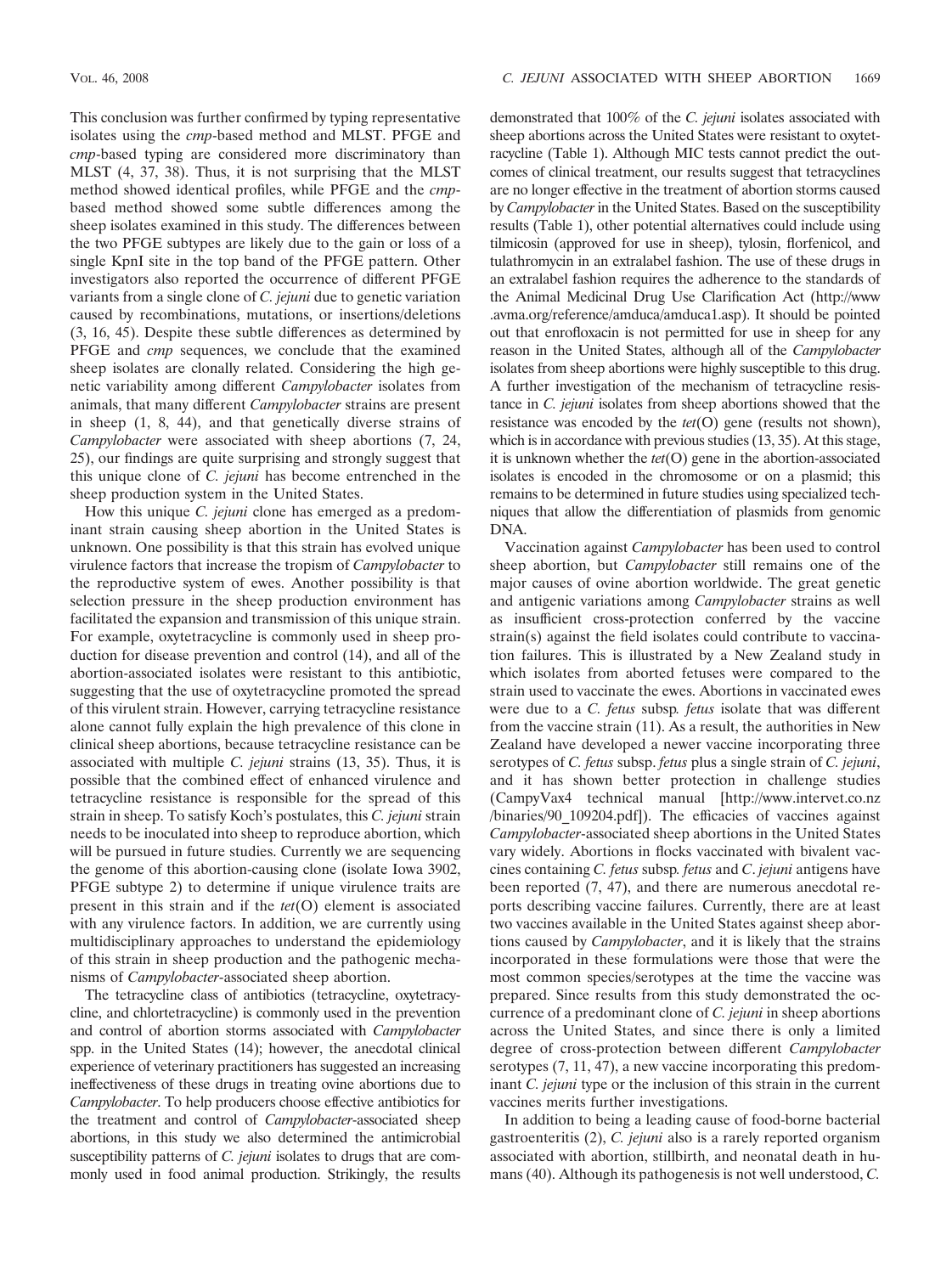This conclusion was further confirmed by typing representative isolates using the *cmp*-based method and MLST. PFGE and *cmp*-based typing are considered more discriminatory than MLST (4, 37, 38). Thus, it is not surprising that the MLST method showed identical profiles, while PFGE and the *cmp*-based method showed some subtle differences among the sheep isolates examined in this study. The differences between the two PFGE subtypes are likely due to the gain or loss of a single KpnI site in the top band of the PFGE pattern. Other investigators also reported the occurrence of different PFGE variants from a single clone of *C. jejuni* due to genetic variation caused by recombinations, mutations, or insertions/deletions (3, 16, 45). Despite these subtle differences as determined by PFGE and *cmp* sequences, we conclude that the examined sheep isolates are clonally related. Considering the high genetic variability among different *Campylobacter* isolates from animals, that many different *Campylobacter* strains are present in sheep (1, 8, 44), and that genetically diverse strains of *Campylobacter* were associated with sheep abortions (7, 24, 25), our findings are quite surprising and strongly suggest that this unique clone of *C. jejuni* has become entrenched in the sheep production system in the United States.

How this unique *C. jejuni* clone has emerged as a predominant strain causing sheep abortion in the United States is unknown. One possibility is that this strain has evolved unique virulence factors that increase the tropism of *Campylobacter* to the reproductive system of ewes. Another possibility is that selection pressure in the sheep production environment has facilitated the expansion and transmission of this unique strain. For example, oxytetracycline is commonly used in sheep production for disease prevention and control (14), and all of the abortion-associated isolates were resistant to this antibiotic, suggesting that the use of oxytetracycline promoted the spread of this virulent strain. However, carrying tetracycline resistance alone cannot fully explain the high prevalence of this clone in clinical sheep abortions, because tetracycline resistance can be associated with multiple *C. jejuni* strains (13, 35). Thus, it is possible that the combined effect of enhanced virulence and tetracycline resistance is responsible for the spread of this strain in sheep. To satisfy Koch's postulates, this *C. jejuni* strain needs to be inoculated into sheep to reproduce abortion, which will be pursued in future studies. Currently we are sequencing the genome of this abortion-causing clone (isolate Iowa 3902, PFGE subtype 2) to determine if unique virulence traits are present in this strain and if the *tet*(O) element is associated with any virulence factors. In addition, we are currently using multidisciplinary approaches to understand the epidemiology of this strain in sheep production and the pathogenic mechanisms of *Campylobacter*-associated sheep abortion.

The tetracycline class of antibiotics (tetracycline, oxytetracycline, and chlortetracycline) is commonly used in the prevention and control of abortion storms associated with *Campylobacter* spp. in the United States (14); however, the anecdotal clinical experience of veterinary practitioners has suggested an increasing ineffectiveness of these drugs in treating ovine abortions due to *Campylobacter*. To help producers choose effective antibiotics for the treatment and control of *Campylobacter*-associated sheep abortions, in this study we also determined the antimicrobial susceptibility patterns of *C. jejuni* isolates to drugs that are commonly used in food animal production. Strikingly, the results demonstrated that 100% of the *C. jejuni* isolates associated with sheep abortions across the United States were resistant to oxytetracycline (Table 1). Although MIC tests cannot predict the outcomes of clinical treatment, our results suggest that tetracyclines are no longer effective in the treatment of abortion storms caused by *Campylobacter* in the United States. Based on the susceptibility results (Table 1), other potential alternatives could include using tilmicosin (approved for use in sheep), tylosin, florfenicol, and tulathromycin in an extralabel fashion. The use of these drugs in an extralabel fashion requires the adherence to the standards of the Animal Medicinal Drug Use Clarification Act (http://www.avma.org/reference/amduca/amduca1.asp). It should be pointed out that enrofloxacin is not permitted for use in sheep for any reason in the United States, although all of the *Campylobacter* isolates from sheep abortions were highly susceptible to this drug. A further investigation of the mechanism of tetracycline resistance in *C. jejuni* isolates from sheep abortions showed that the resistance was encoded by the *tet*(O) gene (results not shown), which is in accordance with previous studies (13, 35). At this stage, it is unknown whether the *tet*(O) gene in the abortion-associated isolates is encoded in the chromosome or on a plasmid; this remains to be determined in future studies using specialized techniques that allow the differentiation of plasmids from genomic DNA.

Vaccination against *Campylobacter* has been used to control sheep abortion, but *Campylobacter* still remains one of the major causes of ovine abortion worldwide. The great genetic and antigenic variations among *Campylobacter* strains as well as insufficient cross-protection conferred by the vaccine strain(s) against the field isolates could contribute to vaccination failures. This is illustrated by a New Zealand study in which isolates from aborted fetuses were compared to the strain used to vaccinate the ewes. Abortions in vaccinated ewes were due to a *C. fetus* subsp. *fetus* isolate that was different from the vaccine strain (11). As a result, the authorities in New Zealand have developed a newer vaccine incorporating three serotypes of *C. fetus* subsp. *fetus* plus a single strain of *C. jejuni*, and it has shown better protection in challenge studies (CampyVax4 technical manual [http://www.intervet.co.nz/binaries/90_109204.pdf]). The efficacies of vaccines against *Campylobacter*-associated sheep abortions in the United States vary widely. Abortions in flocks vaccinated with bivalent vaccines containing *C. fetus* subsp. *fetus* and *C. jejuni* antigens have been reported (7, 47), and there are numerous anecdotal reports describing vaccine failures. Currently, there are at least two vaccines available in the United States against sheep abortions caused by *Campylobacter*, and it is likely that the strains incorporated in these formulations were those that were the most common species/serotypes at the time the vaccine was prepared. Since results from this study demonstrated the occurrence of a predominant clone of *C. jejuni* in sheep abortions across the United States, and since there is only a limited degree of cross-protection between different *Campylobacter* serotypes (7, 11, 47), a new vaccine incorporating this predominant *C. jejuni* type or the inclusion of this strain in the current vaccines merits further investigations.

In addition to being a leading cause of food-borne bacterial gastroenteritis (2), *C. jejuni* also is a rarely reported organism associated with abortion, stillbirth, and neonatal death in humans (40). Although its pathogenesis is not well understood, *C.*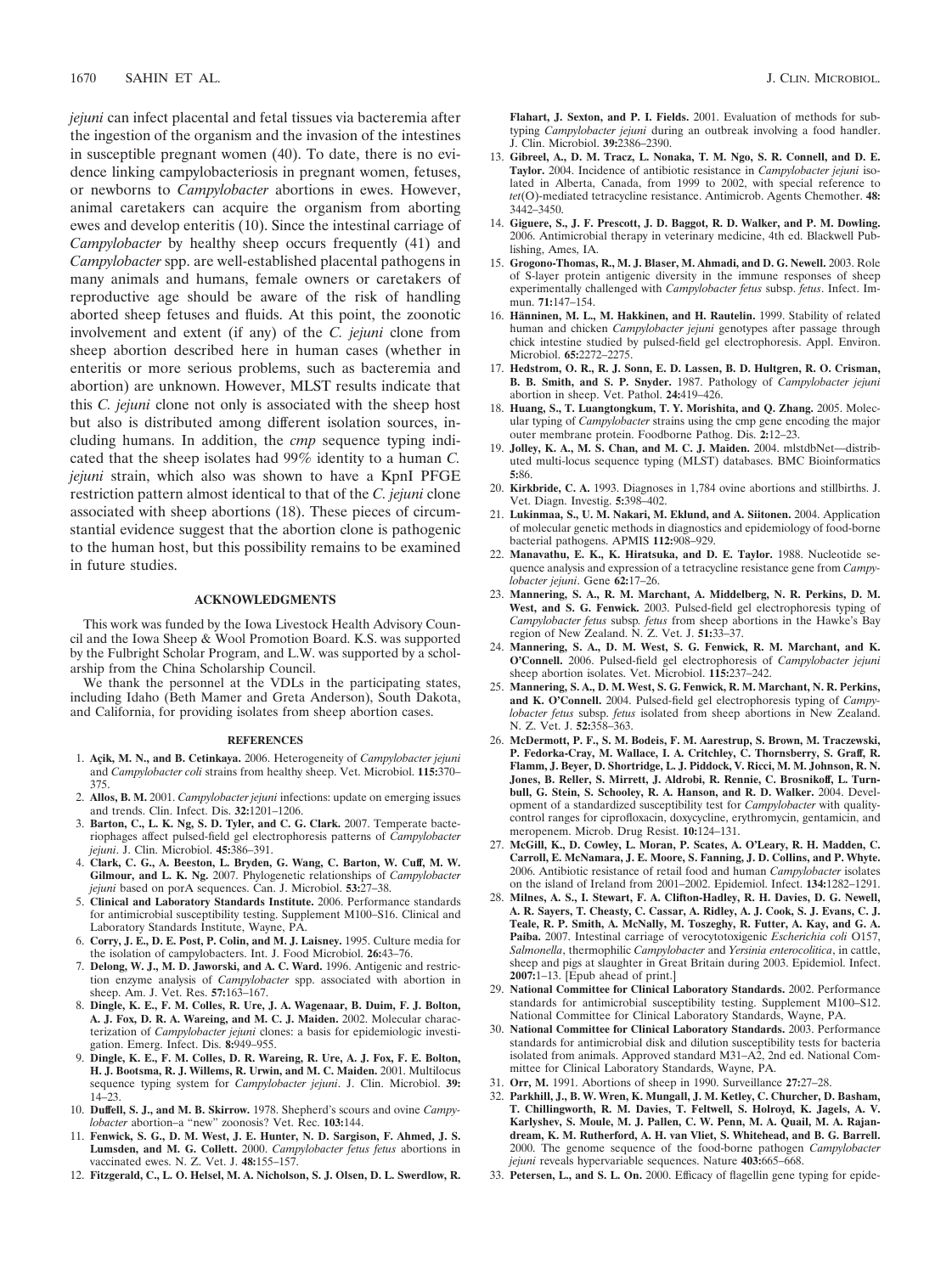*jejuni* can infect placental and fetal tissues via bacteremia after the ingestion of the organism and the invasion of the intestines in susceptible pregnant women (40). To date, there is no evidence linking campylobacteriosis in pregnant women, fetuses, or newborns to *Campylobacter* abortions in ewes. However, animal caretakers can acquire the organism from aborting ewes and develop enteritis (10). Since the intestinal carriage of *Campylobacter* by healthy sheep occurs frequently (41) and *Campylobacter* spp. are well-established placental pathogens in many animals and humans, female owners or caretakers of reproductive age should be aware of the risk of handling aborted sheep fetuses and fluids. At this point, the zoonotic involvement and extent (if any) of the *C. jejuni* clone from sheep abortion described here in human cases (whether in enteritis or more serious problems, such as bacteremia and abortion) are unknown. However, MLST results indicate that this *C. jejuni* clone not only is associated with the sheep host but also is distributed among different isolation sources, including humans. In addition, the *cmp* sequence typing indicated that the sheep isolates had 99% identity to a human *C. jejuni* strain, which also was shown to have a KpnI PFGE restriction pattern almost identical to that of the *C. jejuni* clone associated with sheep abortions (18). These pieces of circumstantial evidence suggest that the abortion clone is pathogenic to the human host, but this possibility remains to be examined in future studies.

## ACKNOWLEDGMENTS

This work was funded by the Iowa Livestock Health Advisory Council and the Iowa Sheep & Wool Promotion Board. K.S. was supported by the Fulbright Scholar Program, and L.W. was supported by a scholarship from the China Scholarship Council.

We thank the personnel at the VDLs in the participating states, including Idaho (Beth Mamer and Greta Anderson), South Dakota, and California, for providing isolates from sheep abortion cases.

## REFERENCES

1. **Açik, M. N., and B. Cetinkaya.** 2006. Heterogeneity of *Campylobacter jejuni* and *Campylobacter coli* strains from healthy sheep. Vet. Microbiol. **115:**370–375.
2. **Allos, B. M.** 2001. *Campylobacter jejuni* infections: update on emerging issues and trends. Clin. Infect. Dis. **32:**1201–1206.
3. **Barton, C., L. K. Ng, S. D. Tyler, and C. G. Clark.** 2007. Temperate bacteriophages affect pulsed-field gel electrophoresis patterns of *Campylobacter jejuni*. J. Clin. Microbiol. **45:**386–391.
4. **Clark, C. G., A. Beeston, L. Bryden, G. Wang, C. Barton, W. Cuff, M. W. Gilmour, and L. K. Ng.** 2007. Phylogenetic relationships of *Campylobacter jejuni* based on porA sequences. Can. J. Microbiol. **53:**27–38.
5. **Clinical and Laboratory Standards Institute.** 2006. Performance standards for antimicrobial susceptibility testing. Supplement M100–S16. Clinical and Laboratory Standards Institute, Wayne, PA.
6. **Corry, J. E., D. E. Post, P. Colin, and M. J. Laisney.** 1995. Culture media for the isolation of campylobacters. Int. J. Food Microbiol. **26:**43–76.
7. **Delong, W. J., M. D. Jaworski, and A. C. Ward.** 1996. Antigenic and restriction enzyme analysis of *Campylobacter* spp. associated with abortion in sheep. Am. J. Vet. Res. **57:**163–167.
8. **Dingle, K. E., F. M. Colles, R. Ure, J. A. Wagenaar, B. Duim, F. J. Bolton, A. J. Fox, D. R. A. Wareing, and M. C. J. Maiden.** 2002. Molecular characterization of *Campylobacter jejuni* clones: a basis for epidemiologic investigation. Emerg. Infect. Dis. **8:**949–955.
9. **Dingle, K. E., F. M. Colles, D. R. Wareing, R. Ure, A. J. Fox, F. E. Bolton, H. J. Bootsma, R. J. Willems, R. Urwin, and M. C. Maiden.** 2001. Multilocus sequence typing system for *Campylobacter jejuni*. J. Clin. Microbiol. **39:** 14–23.
10. **Duffell, S. J., and M. B. Skirrow.** 1978. Shepherd's scours and ovine *Campylobacter* abortion–a "new" zoonosis? Vet. Rec. **103:**144.
11. **Fenwick, S. G., D. M. West, J. E. Hunter, N. D. Sargison, F. Ahmed, J. S. Lumsden, and M. G. Collett.** 2000. *Campylobacter fetus fetus* abortions in vaccinated ewes. N. Z. Vet. J. **48:**155–157.
12. **Fitzgerald, C., L. O. Helsel, M. A. Nicholson, S. J. Olsen, D. L. Swerdlow, R. Flahart, J. Sexton, and P. I. Fields.** 2001. Evaluation of methods for subtyping *Campylobacter jejuni* during an outbreak involving a food handler. J. Clin. Microbiol. **39:**2386–2390.
13. **Gibreel, A., D. M. Tracz, L. Nonaka, T. M. Ngo, S. R. Connell, and D. E. Taylor.** 2004. Incidence of antibiotic resistance in *Campylobacter jejuni* isolated in Alberta, Canada, from 1999 to 2002, with special reference to *tet*(O)-mediated tetracycline resistance. Antimicrob. Agents Chemother. **48:** 3442–3450.
14. **Giguere, S., J. F. Prescott, J. D. Baggot, R. D. Walker, and P. M. Dowling.** 2006. Antimicrobial therapy in veterinary medicine, 4th ed. Blackwell Publishing, Ames, IA.
15. **Grogono-Thomas, R., M. J. Blaser, M. Ahmadi, and D. G. Newell.** 2003. Role of S-layer protein antigenic diversity in the immune responses of sheep experimentally challenged with *Campylobacter fetus* subsp. *fetus*. Infect. Immun. **71:**147–154.
16. **Hänninen, M. L., M. Hakkinen, and H. Rautelin.** 1999. Stability of related human and chicken *Campylobacter jejuni* genotypes after passage through chick intestine studied by pulsed-field gel electrophoresis. Appl. Environ. Microbiol. **65:**2272–2275.
17. **Hedstrom, O. R., R. J. Sonn, E. D. Lassen, B. D. Hultgren, R. O. Crisman, B. B. Smith, and S. P. Snyder.** 1987. Pathology of *Campylobacter jejuni* abortion in sheep. Vet. Pathol. **24:**419–426.
18. **Huang, S., T. Luangtongkum, T. Y. Morishita, and Q. Zhang.** 2005. Molecular typing of *Campylobacter* strains using the cmp gene encoding the major outer membrane protein. Foodborne Pathog. Dis. **2:**12–23.
19. **Jolley, K. A., M. S. Chan, and M. C. J. Maiden.** 2004. mlstdbNet—distributed multi-locus sequence typing (MLST) databases. BMC Bioinformatics **5:**86.
20. **Kirkbride, C. A.** 1993. Diagnoses in 1,784 ovine abortions and stillbirths. J. Vet. Diagn. Investig. **5:**398–402.
21. **Lukinmaa, S., U. M. Nakari, M. Eklund, and A. Siitonen.** 2004. Application of molecular genetic methods in diagnostics and epidemiology of food-borne bacterial pathogens. APMIS **112:**908–929.
22. **Manavathu, E. K., K. Hiratsuka, and D. E. Taylor.** 1988. Nucleotide sequence analysis and expression of a tetracycline resistance gene from *Campylobacter jejuni*. Gene **62:**17–26.
23. **Mannering, S. A., R. M. Marchant, A. Middelberg, N. R. Perkins, D. M. West, and S. G. Fenwick.** 2003. Pulsed-field gel electrophoresis typing of *Campylobacter fetus* subsp. *fetus* from sheep abortions in the Hawke's Bay region of New Zealand. N. Z. Vet. J. **51:**33–37.
24. **Mannering, S. A., D. M. West, S. G. Fenwick, R. M. Marchant, and K. O'Connell.** 2006. Pulsed-field gel electrophoresis of *Campylobacter jejuni* sheep abortion isolates. Vet. Microbiol. **115:**237–242.
25. **Mannering, S. A., D. M. West, S. G. Fenwick, R. M. Marchant, N. R. Perkins, and K. O'Connell.** 2004. Pulsed-field gel electrophoresis typing of *Campylobacter fetus* subsp. *fetus* isolated from sheep abortions in New Zealand. N. Z. Vet. J. **52:**358–363.
26. **McDermott, P. F., S. M. Bodeis, F. M. Aarestrup, S. Brown, M. Traczewski, P. Fedorka-Cray, M. Wallace, I. A. Critchley, C. Thornsberry, S. Graff, R. Flamm, J. Beyer, D. Shortridge, L. J. Piddock, V. Ricci, M. M. Johnson, R. N. Jones, B. Reller, S. Mirrett, J. Aldrobi, R. Rennie, C. Brosnikoff, L. Turnbull, G. Stein, S. Schooley, R. A. Hanson, and R. D. Walker.** 2004. Development of a standardized susceptibility test for *Campylobacter* with quality-control ranges for ciprofloxacin, doxycycline, erythromycin, gentamicin, and meropenem. Microb. Drug Resist. **10:**124–131.
27. **McGill, K., D. Cowley, L. Moran, P. Scates, A. O'Leary, R. H. Madden, C. Carroll, E. McNamara, J. E. Moore, S. Fanning, J. D. Collins, and P. Whyte.** 2006. Antibiotic resistance of retail food and human *Campylobacter* isolates on the island of Ireland from 2001–2002. Epidemiol. Infect. **134:**1282–1291.
28. **Milnes, A. S., I. Stewart, F. A. Clifton-Hadley, R. H. Davies, D. G. Newell, A. R. Sayers, T. Cheasty, C. Cassar, A. Ridley, A. J. Cook, S. J. Evans, C. J. Teale, R. P. Smith, A. McNally, M. Toszeghy, R. Futter, A. Kay, and G. A. Paiba.** 2007. Intestinal carriage of verocytotoxigenic *Escherichia coli* O157, *Salmonella*, thermophilic *Campylobacter* and *Yersinia enterocolitica*, in cattle, sheep and pigs at slaughter in Great Britain during 2003. Epidemiol. Infect. **2007:**1–13. [Epub ahead of print.]
29. **National Committee for Clinical Laboratory Standards.** 2002. Performance standards for antimicrobial susceptibility testing. Supplement M100–S12. National Committee for Clinical Laboratory Standards, Wayne, PA.
30. **National Committee for Clinical Laboratory Standards.** 2003. Performance standards for antimicrobial disk and dilution susceptibility tests for bacteria isolated from animals. Approved standard M31–A2, 2nd ed. National Committee for Clinical Laboratory Standards, Wayne, PA.
31. **Orr, M.** 1991. Abortions of sheep in 1990. Surveillance **27:**27–28.
32. **Parkhill, J., B. W. Wren, K. Mungall, J. M. Ketley, C. Churcher, D. Basham, T. Chillingworth, R. M. Davies, T. Feltwell, S. Holroyd, K. Jagels, A. V. Karlyshev, S. Moule, M. J. Pallen, C. W. Penn, M. A. Quail, M. A. Rajandream, K. M. Rutherford, A. H. van Vliet, S. Whitehead, and B. G. Barrell.** 2000. The genome sequence of the food-borne pathogen *Campylobacter jejuni* reveals hypervariable sequences. Nature **403:**665–668.
33. **Petersen, L., and S. L. On.** 2000. Efficacy of flagellin gene typing for epide-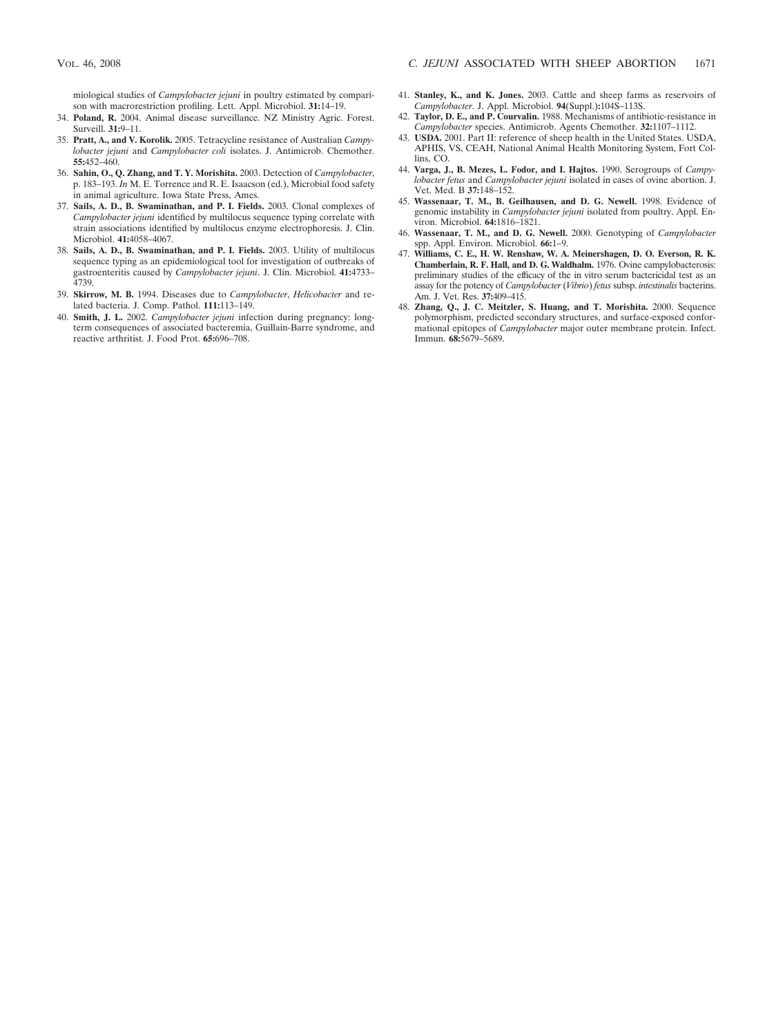miological studies of *Campylobacter jejuni* in poultry estimated by comparison with macrorestriction profiling. Lett. Appl. Microbiol. **31:**14–19.

34. **Poland, R.** 2004. Animal disease surveillance. NZ Ministry Agric. Forest. Surveill. **31:**9–11.
35. **Pratt, A., and V. Korolik.** 2005. Tetracycline resistance of Australian *Campylobacter jejuni* and *Campylobacter coli* isolates. J. Antimicrob. Chemother. **55:**452–460.
36. **Sahin, O., Q. Zhang, and T. Y. Morishita.** 2003. Detection of *Campylobacter*, p. 183–193. *In* M. E. Torrence and R. E. Isaacson (ed.), Microbial food safety in animal agriculture. Iowa State Press, Ames.
37. **Sails, A. D., B. Swaminathan, and P. I. Fields.** 2003. Clonal complexes of *Campylobacter jejuni* identified by multilocus sequence typing correlate with strain associations identified by multilocus enzyme electrophoresis. J. Clin. Microbiol. **41:**4058–4067.
38. **Sails, A. D., B. Swaminathan, and P. I. Fields.** 2003. Utility of multilocus sequence typing as an epidemiological tool for investigation of outbreaks of gastroenteritis caused by *Campylobacter jejuni*. J. Clin. Microbiol. **41:**4733–4739.
39. **Skirrow, M. B.** 1994. Diseases due to *Campylobacter*, *Helicobacter* and related bacteria. J. Comp. Pathol. **111:**113–149.
40. **Smith, J. L.** 2002. *Campylobacter jejuni* infection during pregnancy: long-term consequences of associated bacteremia, Guillain-Barre syndrome, and reactive arthritist. J. Food Prot. **65:**696–708.
41. **Stanley, K., and K. Jones.** 2003. Cattle and sheep farms as reservoirs of *Campylobacter*. J. Appl. Microbiol. **94**(Suppl.)**:**104S–113S.
42. **Taylor, D. E., and P. Courvalin.** 1988. Mechanisms of antibiotic-resistance in *Campylobacter* species. Antimicrob. Agents Chemother. **32:**1107–1112.
43. **USDA.** 2001. Part II: reference of sheep health in the United States. USDA, APHIS, VS, CEAH, National Animal Health Monitoring System, Fort Collins, CO.
44. **Varga, J., B. Mezes, L. Fodor, and I. Hajtos.** 1990. Serogroups of *Campylobacter fetus* and *Campylobacter jejuni* isolated in cases of ovine abortion. J. Vet. Med. B **37:**148–152.
45. **Wassenaar, T. M., B. Geilhausen, and D. G. Newell.** 1998. Evidence of genomic instability in *Campylobacter jejuni* isolated from poultry. Appl. Environ. Microbiol. **64:**1816–1821.
46. **Wassenaar, T. M., and D. G. Newell.** 2000. Genotyping of *Campylobacter* spp. Appl. Environ. Microbiol. **66:**1–9.
47. **Williams, C. E., H. W. Renshaw, W. A. Meinershagen, D. O. Everson, R. K. Chamberlain, R. F. Hall, and D. G. Waldhalm.** 1976. Ovine campylobacterosis: preliminary studies of the efficacy of the in vitro serum bactericidal test as an assay for the potency of *Campylobacter* (*Vibrio*) *fetus* subsp. *intestinalis* bacterins. Am. J. Vet. Res. **37:**409–415.
48. **Zhang, Q., J. C. Meitzler, S. Huang, and T. Morishita.** 2000. Sequence polymorphism, predicted secondary structures, and surface-exposed conformational epitopes of *Campylobacter* major outer membrane protein. Infect. Immun. **68:**5679–5689.